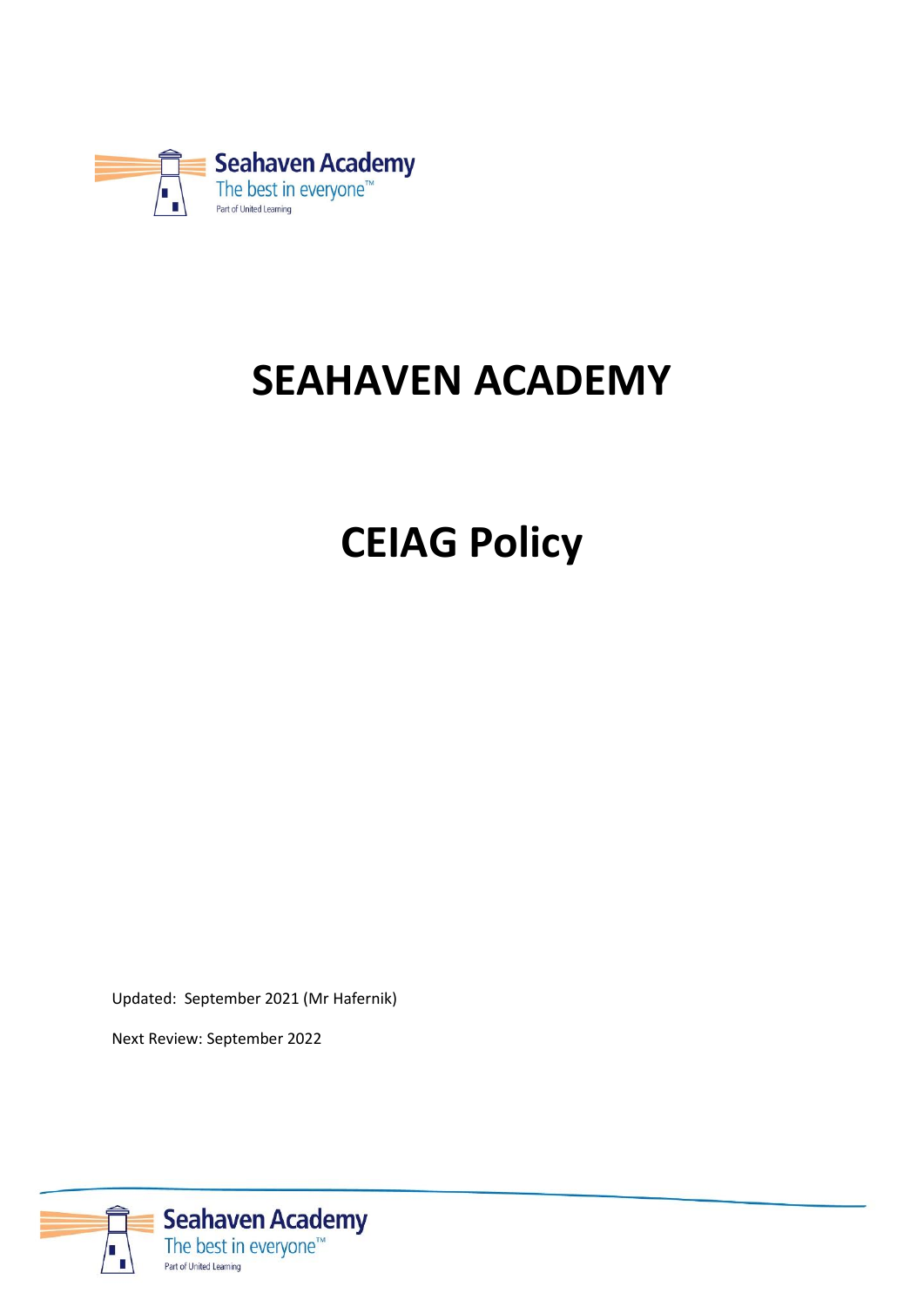# SEAHAVEN ACADEMY

# CEIAG Policy

Updated: September 2021 (Mr Hafernik)

Next Review: September 2022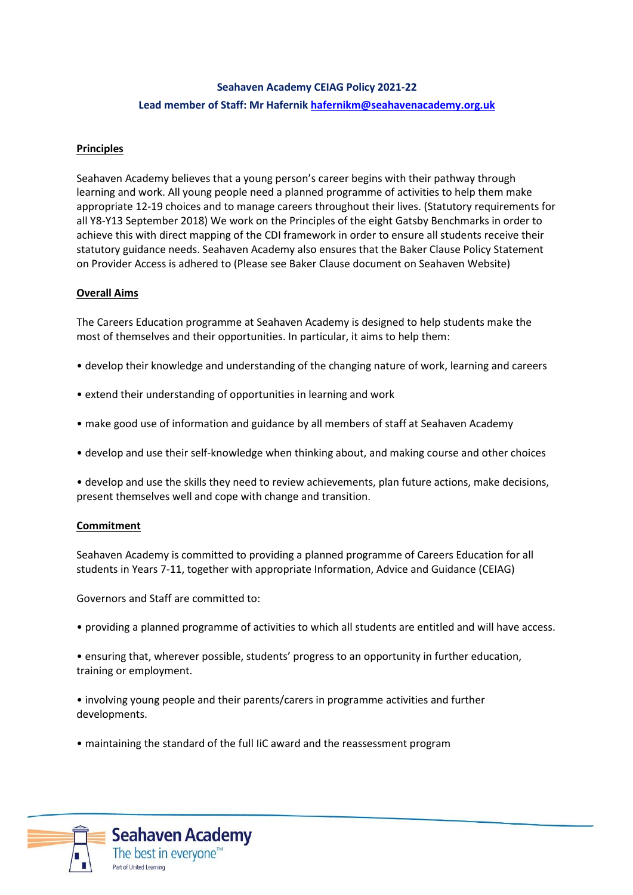**Seahaven Academy CEIAG Policy 2021-22**

**Lead member of Staff: Mr Hafernik hafernikm@seahavenacademy.org.uk**

## Principles

Seahaven Academy believes that a young person's career begins with their pathway through learning and work. All young people need a planned programme of activities to help them make appropriate 12-19 choices and to manage careers throughout their lives. (Statutory requirements for all Y8-Y13 September 2018) We work on the Principles of the eight Gatsby Benchmarks in order to achieve this with direct mapping of the CDI framework in order to ensure all students receive their statutory guidance needs. Seahaven Academy also ensures that the Baker Clause Policy Statement on Provider Access is adhered to (Please see Baker Clause document on Seahaven Website)

## Overall Aims

The Careers Education programme at Seahaven Academy is designed to help students make the most of themselves and their opportunities. In particular, it aims to help them:

- develop their knowledge and understanding of the changing nature of work, learning and careers
- extend their understanding of opportunities in learning and work
- make good use of information and guidance by all members of staff at Seahaven Academy
- develop and use their self-knowledge when thinking about, and making course and other choices
- develop and use the skills they need to review achievements, plan future actions, make decisions, present themselves well and cope with change and transition.

## Commitment

Seahaven Academy is committed to providing a planned programme of Careers Education for all students in Years 7-11, together with appropriate Information, Advice and Guidance (CEIAG)

Governors and Staff are committed to:

- providing a planned programme of activities to which all students are entitled and will have access.
- ensuring that, wherever possible, students' progress to an opportunity in further education, training or employment.
- involving young people and their parents/carers in programme activities and further developments.
- maintaining the standard of the full IiC award and the reassessment program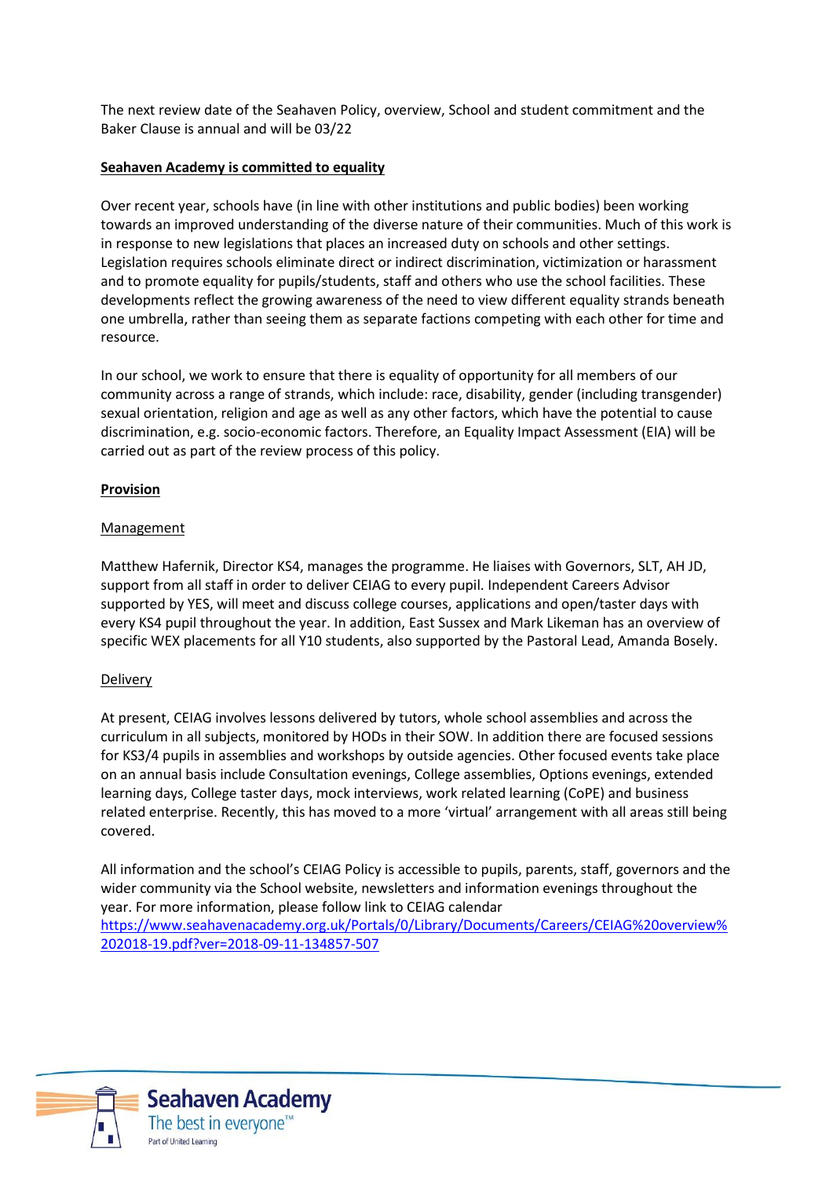The next review date of the Seahaven Policy, overview, School and student commitment and the Baker Clause is annual and will be 03/22

**Seahaven Academy is committed to equality**

Over recent year, schools have (in line with other institutions and public bodies) been working towards an improved understanding of the diverse nature of their communities. Much of this work is in response to new legislations that places an increased duty on schools and other settings. Legislation requires schools eliminate direct or indirect discrimination, victimization or harassment and to promote equality for pupils/students, staff and others who use the school facilities. These developments reflect the growing awareness of the need to view different equality strands beneath one umbrella, rather than seeing them as separate factions competing with each other for time and resource.

In our school, we work to ensure that there is equality of opportunity for all members of our community across a range of strands, which include: race, disability, gender (including transgender) sexual orientation, religion and age as well as any other factors, which have the potential to cause discrimination, e.g. socio-economic factors. Therefore, an Equality Impact Assessment (EIA) will be carried out as part of the review process of this policy.

**Provision**

Management

Matthew Hafernik, Director KS4, manages the programme. He liaises with Governors, SLT, AH JD, support from all staff in order to deliver CEIAG to every pupil. Independent Careers Advisor supported by YES, will meet and discuss college courses, applications and open/taster days with every KS4 pupil throughout the year. In addition, East Sussex and Mark Likeman has an overview of specific WEX placements for all Y10 students, also supported by the Pastoral Lead, Amanda Bosely.

Delivery

At present, CEIAG involves lessons delivered by tutors, whole school assemblies and across the curriculum in all subjects, monitored by HODs in their SOW. In addition there are focused sessions for KS3/4 pupils in assemblies and workshops by outside agencies. Other focused events take place on an annual basis include Consultation evenings, College assemblies, Options evenings, extended learning days, College taster days, mock interviews, work related learning (CoPE) and business related enterprise. Recently, this has moved to a more 'virtual' arrangement with all areas still being covered.

All information and the school's CEIAG Policy is accessible to pupils, parents, staff, governors and the wider community via the School website, newsletters and information evenings throughout the year. For more information, please follow link to CEIAG calendar
https://www.seahavenacademy.org.uk/Portals/0/Library/Documents/Careers/CEIAG%20overview%202018-19.pdf?ver=2018-09-11-134857-507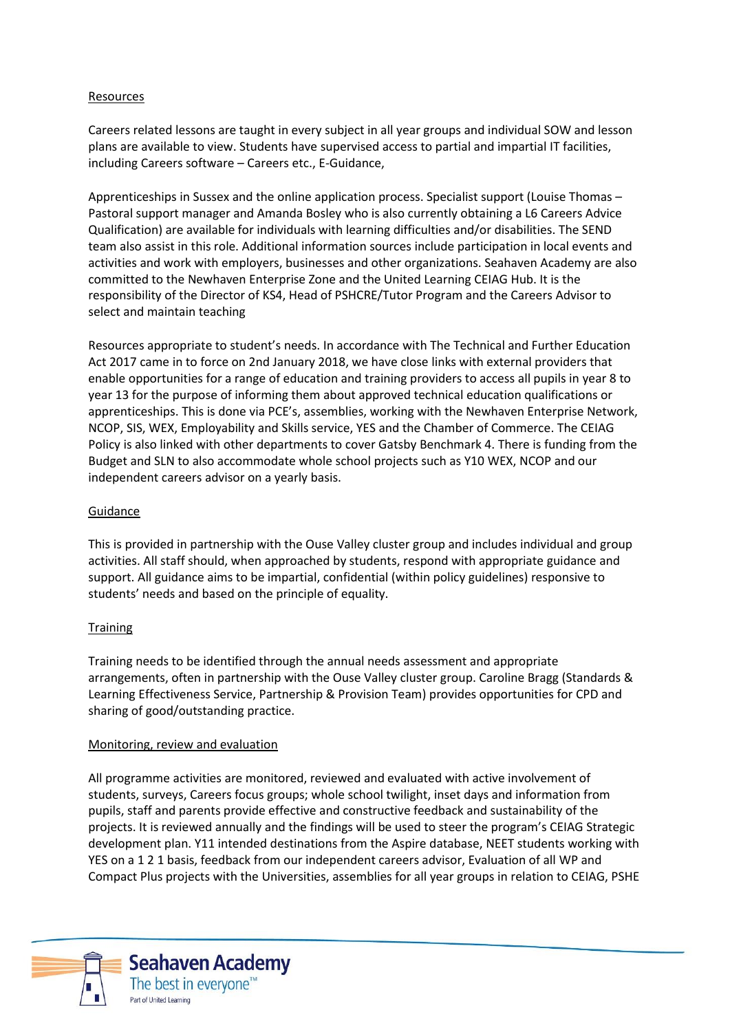## Resources

Careers related lessons are taught in every subject in all year groups and individual SOW and lesson plans are available to view. Students have supervised access to partial and impartial IT facilities, including Careers software – Careers etc., E-Guidance,

Apprenticeships in Sussex and the online application process. Specialist support (Louise Thomas – Pastoral support manager and Amanda Bosley who is also currently obtaining a L6 Careers Advice Qualification) are available for individuals with learning difficulties and/or disabilities. The SEND team also assist in this role. Additional information sources include participation in local events and activities and work with employers, businesses and other organizations. Seahaven Academy are also committed to the Newhaven Enterprise Zone and the United Learning CEIAG Hub. It is the responsibility of the Director of KS4, Head of PSHCRE/Tutor Program and the Careers Advisor to select and maintain teaching

Resources appropriate to student's needs. In accordance with The Technical and Further Education Act 2017 came in to force on 2nd January 2018, we have close links with external providers that enable opportunities for a range of education and training providers to access all pupils in year 8 to year 13 for the purpose of informing them about approved technical education qualifications or apprenticeships. This is done via PCE's, assemblies, working with the Newhaven Enterprise Network, NCOP, SIS, WEX, Employability and Skills service, YES and the Chamber of Commerce. The CEIAG Policy is also linked with other departments to cover Gatsby Benchmark 4. There is funding from the Budget and SLN to also accommodate whole school projects such as Y10 WEX, NCOP and our independent careers advisor on a yearly basis.

## Guidance

This is provided in partnership with the Ouse Valley cluster group and includes individual and group activities. All staff should, when approached by students, respond with appropriate guidance and support. All guidance aims to be impartial, confidential (within policy guidelines) responsive to students' needs and based on the principle of equality.

## Training

Training needs to be identified through the annual needs assessment and appropriate arrangements, often in partnership with the Ouse Valley cluster group. Caroline Bragg (Standards & Learning Effectiveness Service, Partnership & Provision Team) provides opportunities for CPD and sharing of good/outstanding practice.

## Monitoring, review and evaluation

All programme activities are monitored, reviewed and evaluated with active involvement of students, surveys, Careers focus groups; whole school twilight, inset days and information from pupils, staff and parents provide effective and constructive feedback and sustainability of the projects. It is reviewed annually and the findings will be used to steer the program's CEIAG Strategic development plan. Y11 intended destinations from the Aspire database, NEET students working with YES on a 1 2 1 basis, feedback from our independent careers advisor, Evaluation of all WP and Compact Plus projects with the Universities, assemblies for all year groups in relation to CEIAG, PSHE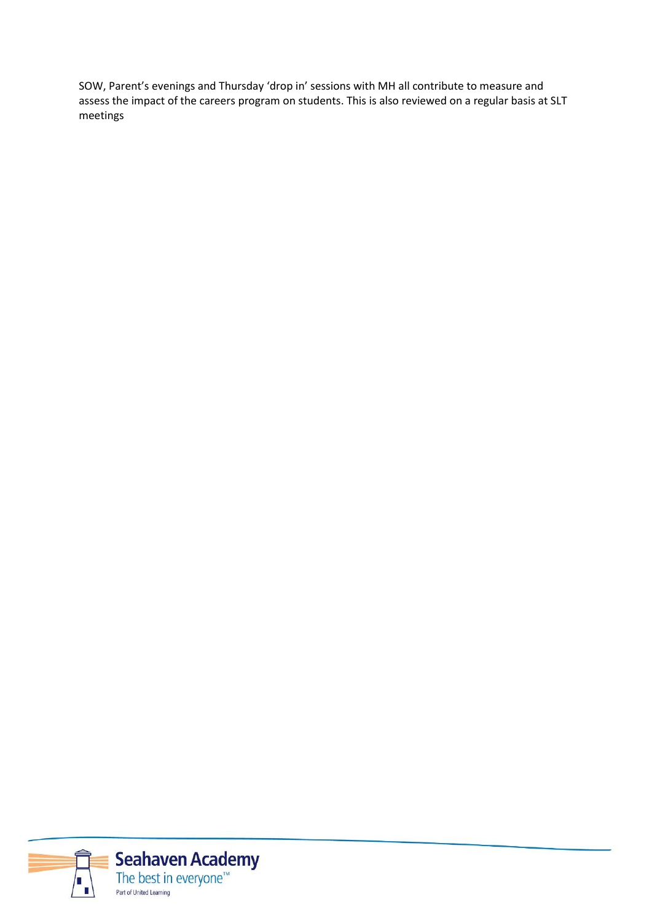SOW, Parent's evenings and Thursday 'drop in' sessions with MH all contribute to measure and assess the impact of the careers program on students. This is also reviewed on a regular basis at SLT meetings